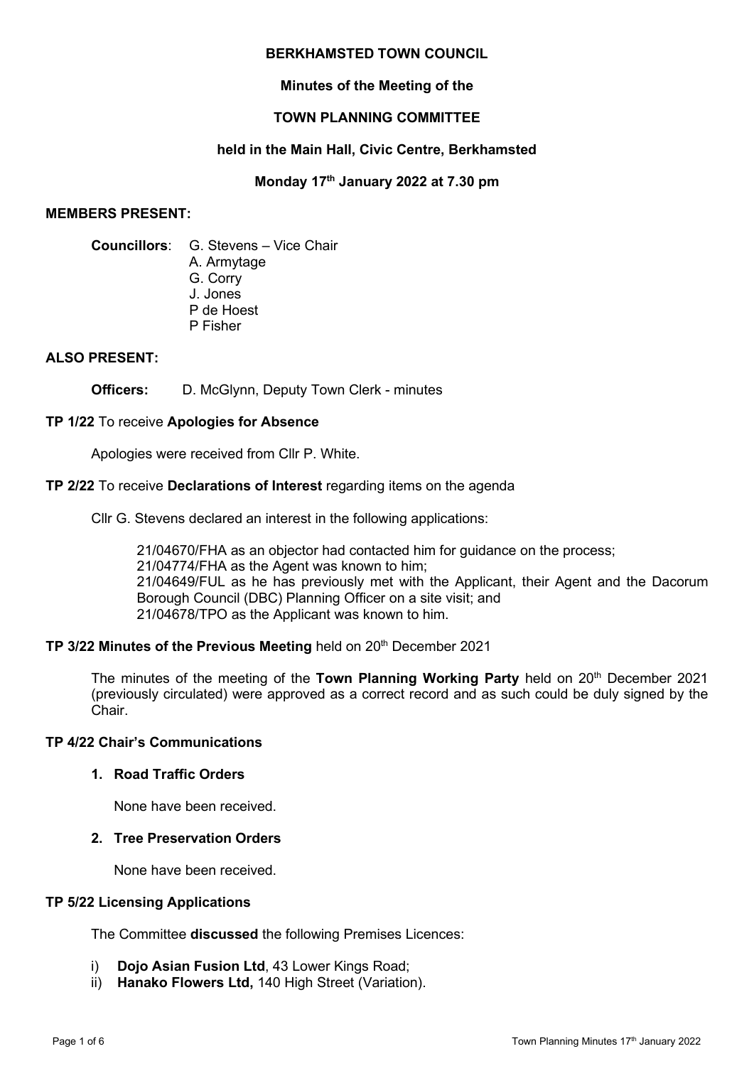**BERKHAMSTED TOWN COUNCIL**

**Minutes of the Meeting of the**

**TOWN PLANNING COMMITTEE**

**held in the Main Hall, Civic Centre, Berkhamsted**

**Monday 17th January 2022 at 7.30 pm**

**MEMBERS PRESENT:**

**Councillors**: G. Stevens – Vice Chair
A. Armytage
G. Corry
J. Jones
P de Hoest
P Fisher

**ALSO PRESENT:**

**Officers:** D. McGlynn, Deputy Town Clerk - minutes

**TP 1/22** To receive **Apologies for Absence**

Apologies were received from Cllr P. White.

**TP 2/22** To receive **Declarations of Interest** regarding items on the agenda

Cllr G. Stevens declared an interest in the following applications:

21/04670/FHA as an objector had contacted him for guidance on the process;
21/04774/FHA as the Agent was known to him;
21/04649/FUL as he has previously met with the Applicant, their Agent and the Dacorum Borough Council (DBC) Planning Officer on a site visit; and
21/04678/TPO as the Applicant was known to him.

**TP 3/22 Minutes of the Previous Meeting** held on 20th December 2021

The minutes of the meeting of the **Town Planning Working Party** held on 20th December 2021 (previously circulated) were approved as a correct record and as such could be duly signed by the Chair.

**TP 4/22 Chair's Communications**

1. **Road Traffic Orders**

   None have been received.

2. **Tree Preservation Orders**

   None have been received.

**TP 5/22 Licensing Applications**

The Committee **discussed** the following Premises Licences:

i) **Dojo Asian Fusion Ltd**, 43 Lower Kings Road;
ii) **Hanako Flowers Ltd,** 140 High Street (Variation).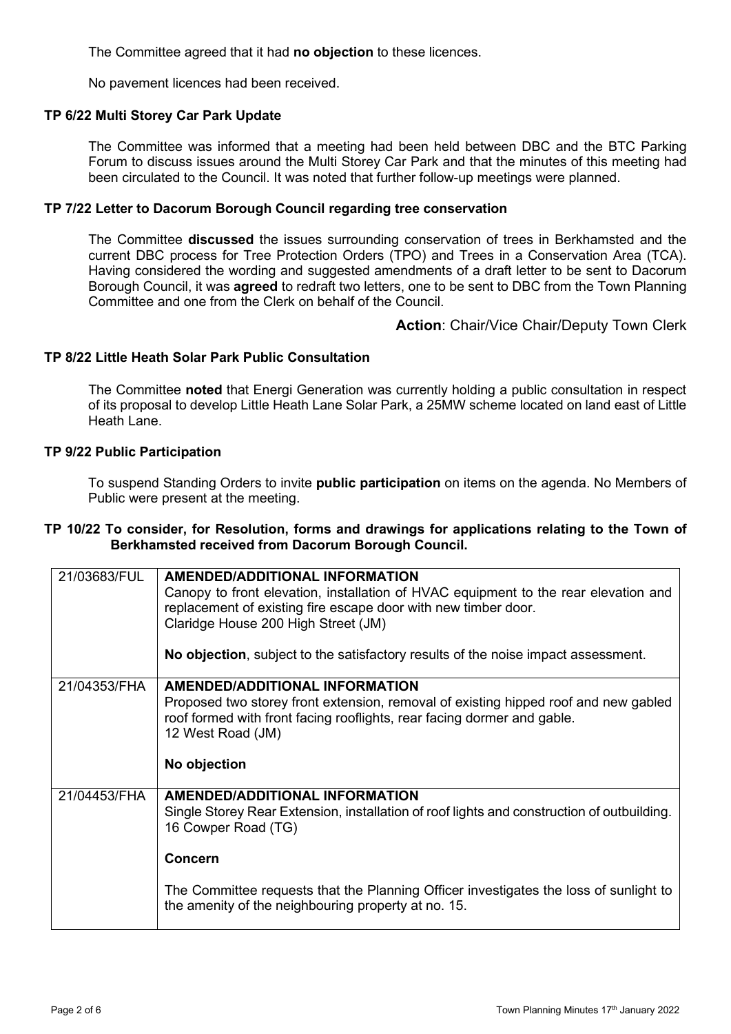The Committee agreed that it had **no objection** to these licences.

No pavement licences had been received.

### TP 6/22 Multi Storey Car Park Update

The Committee was informed that a meeting had been held between DBC and the BTC Parking Forum to discuss issues around the Multi Storey Car Park and that the minutes of this meeting had been circulated to the Council. It was noted that further follow-up meetings were planned.

### TP 7/22 Letter to Dacorum Borough Council regarding tree conservation

The Committee **discussed** the issues surrounding conservation of trees in Berkhamsted and the current DBC process for Tree Protection Orders (TPO) and Trees in a Conservation Area (TCA). Having considered the wording and suggested amendments of a draft letter to be sent to Dacorum Borough Council, it was **agreed** to redraft two letters, one to be sent to DBC from the Town Planning Committee and one from the Clerk on behalf of the Council.

**Action**: Chair/Vice Chair/Deputy Town Clerk

### TP 8/22 Little Heath Solar Park Public Consultation

The Committee **noted** that Energi Generation was currently holding a public consultation in respect of its proposal to develop Little Heath Lane Solar Park, a 25MW scheme located on land east of Little Heath Lane.

### TP 9/22 Public Participation

To suspend Standing Orders to invite **public participation** on items on the agenda. No Members of Public were present at the meeting.

### TP 10/22 To consider, for Resolution, forms and drawings for applications relating to the Town of Berkhamsted received from Dacorum Borough Council.

| | |
|---|---|
| 21/03683/FUL | **AMENDED/ADDITIONAL INFORMATION**<br>Canopy to front elevation, installation of HVAC equipment to the rear elevation and replacement of existing fire escape door with new timber door.<br>Claridge House 200 High Street (JM)<br><br>**No objection**, subject to the satisfactory results of the noise impact assessment. |
| 21/04353/FHA | **AMENDED/ADDITIONAL INFORMATION**<br>Proposed two storey front extension, removal of existing hipped roof and new gabled roof formed with front facing rooflights, rear facing dormer and gable.<br>12 West Road (JM)<br><br>**No objection** |
| 21/04453/FHA | **AMENDED/ADDITIONAL INFORMATION**<br>Single Storey Rear Extension, installation of roof lights and construction of outbuilding.<br>16 Cowper Road (TG)<br><br>**Concern**<br><br>The Committee requests that the Planning Officer investigates the loss of sunlight to the amenity of the neighbouring property at no. 15. |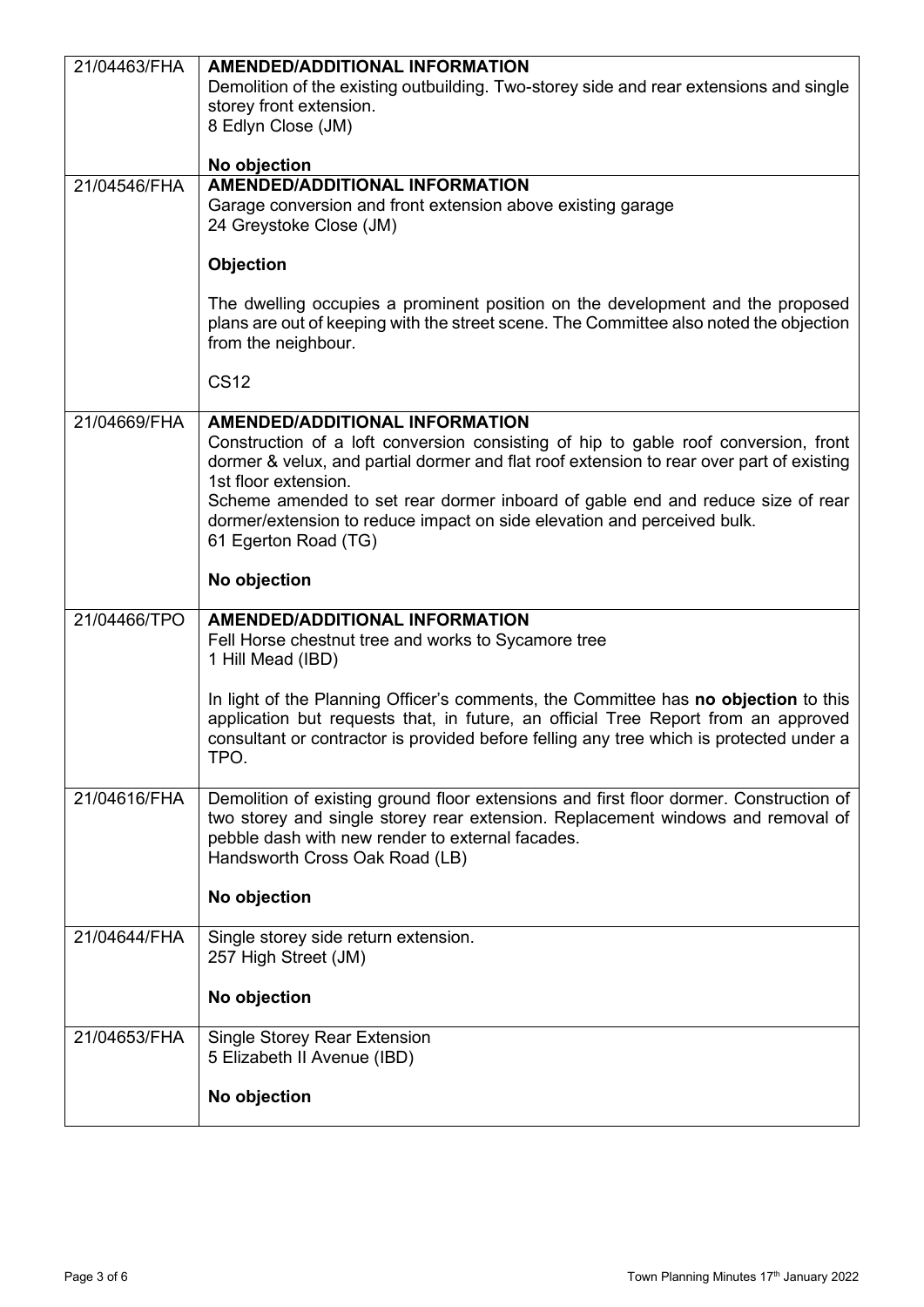| | |
|---|---|
| 21/04463/FHA | **AMENDED/ADDITIONAL INFORMATION**<br>Demolition of the existing outbuilding. Two-storey side and rear extensions and single storey front extension.<br>8 Edlyn Close (JM)<br><br>**No objection** |
| 21/04546/FHA | **AMENDED/ADDITIONAL INFORMATION**<br>Garage conversion and front extension above existing garage<br>24 Greystoke Close (JM)<br><br>**Objection**<br><br>The dwelling occupies a prominent position on the development and the proposed plans are out of keeping with the street scene. The Committee also noted the objection from the neighbour.<br><br>CS12 |
| 21/04669/FHA | **AMENDED/ADDITIONAL INFORMATION**<br>Construction of a loft conversion consisting of hip to gable roof conversion, front dormer & velux, and partial dormer and flat roof extension to rear over part of existing 1st floor extension.<br>Scheme amended to set rear dormer inboard of gable end and reduce size of rear dormer/extension to reduce impact on side elevation and perceived bulk.<br>61 Egerton Road (TG)<br><br>**No objection** |
| 21/04466/TPO | **AMENDED/ADDITIONAL INFORMATION**<br>Fell Horse chestnut tree and works to Sycamore tree<br>1 Hill Mead (IBD)<br><br>In light of the Planning Officer's comments, the Committee has **no objection** to this application but requests that, in future, an official Tree Report from an approved consultant or contractor is provided before felling any tree which is protected under a TPO. |
| 21/04616/FHA | Demolition of existing ground floor extensions and first floor dormer. Construction of two storey and single storey rear extension. Replacement windows and removal of pebble dash with new render to external facades.<br>Handsworth Cross Oak Road (LB)<br><br>**No objection** |
| 21/04644/FHA | Single storey side return extension.<br>257 High Street (JM)<br><br>**No objection** |
| 21/04653/FHA | Single Storey Rear Extension<br>5 Elizabeth II Avenue (IBD)<br><br>**No objection** |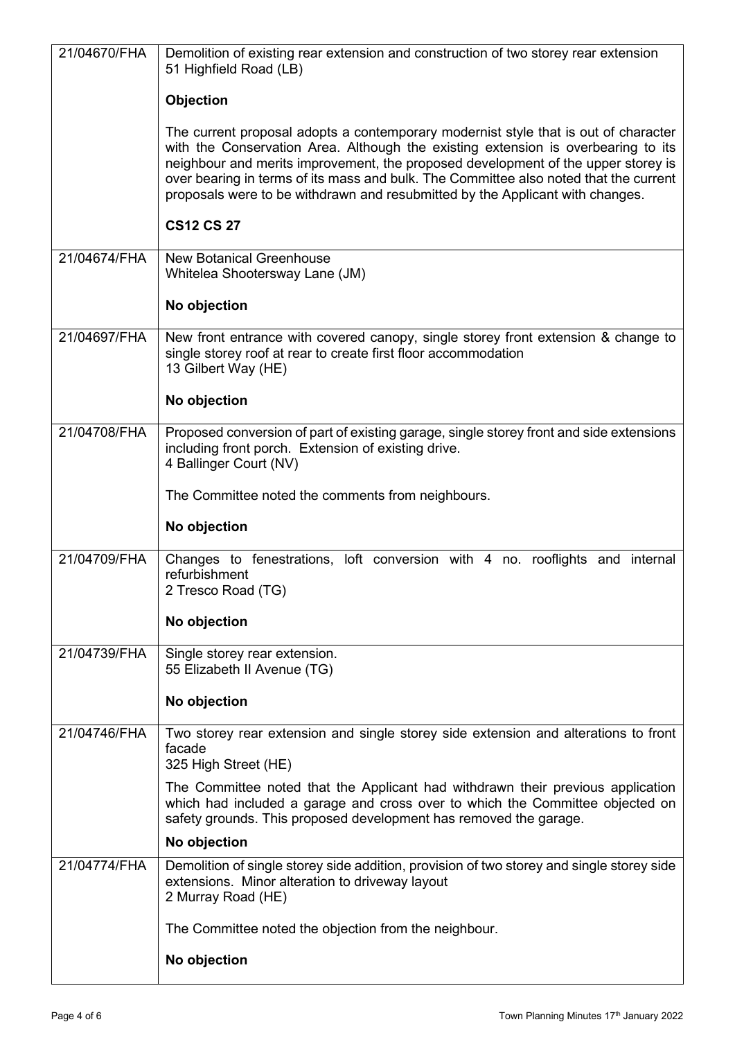| | |
|---|---|
| 21/04670/FHA | Demolition of existing rear extension and construction of two storey rear extension<br>51 Highfield Road (LB)<br><br>**Objection**<br><br>The current proposal adopts a contemporary modernist style that is out of character with the Conservation Area. Although the existing extension is overbearing to its neighbour and merits improvement, the proposed development of the upper storey is over bearing in terms of its mass and bulk. The Committee also noted that the current proposals were to be withdrawn and resubmitted by the Applicant with changes.<br><br>**CS12 CS 27** |
| 21/04674/FHA | New Botanical Greenhouse<br>Whitelea Shootersway Lane (JM)<br><br>**No objection** |
| 21/04697/FHA | New front entrance with covered canopy, single storey front extension & change to single storey roof at rear to create first floor accommodation<br>13 Gilbert Way (HE)<br><br>**No objection** |
| 21/04708/FHA | Proposed conversion of part of existing garage, single storey front and side extensions including front porch. Extension of existing drive.<br>4 Ballinger Court (NV)<br><br>The Committee noted the comments from neighbours.<br><br>**No objection** |
| 21/04709/FHA | Changes to fenestrations, loft conversion with 4 no. rooflights and internal refurbishment<br>2 Tresco Road (TG)<br><br>**No objection** |
| 21/04739/FHA | Single storey rear extension.<br>55 Elizabeth II Avenue (TG)<br><br>**No objection** |
| 21/04746/FHA | Two storey rear extension and single storey side extension and alterations to front facade<br>325 High Street (HE)<br><br>The Committee noted that the Applicant had withdrawn their previous application which had included a garage and cross over to which the Committee objected on safety grounds. This proposed development has removed the garage.<br><br>**No objection** |
| 21/04774/FHA | Demolition of single storey side addition, provision of two storey and single storey side extensions. Minor alteration to driveway layout<br>2 Murray Road (HE)<br><br>The Committee noted the objection from the neighbour.<br><br>**No objection** |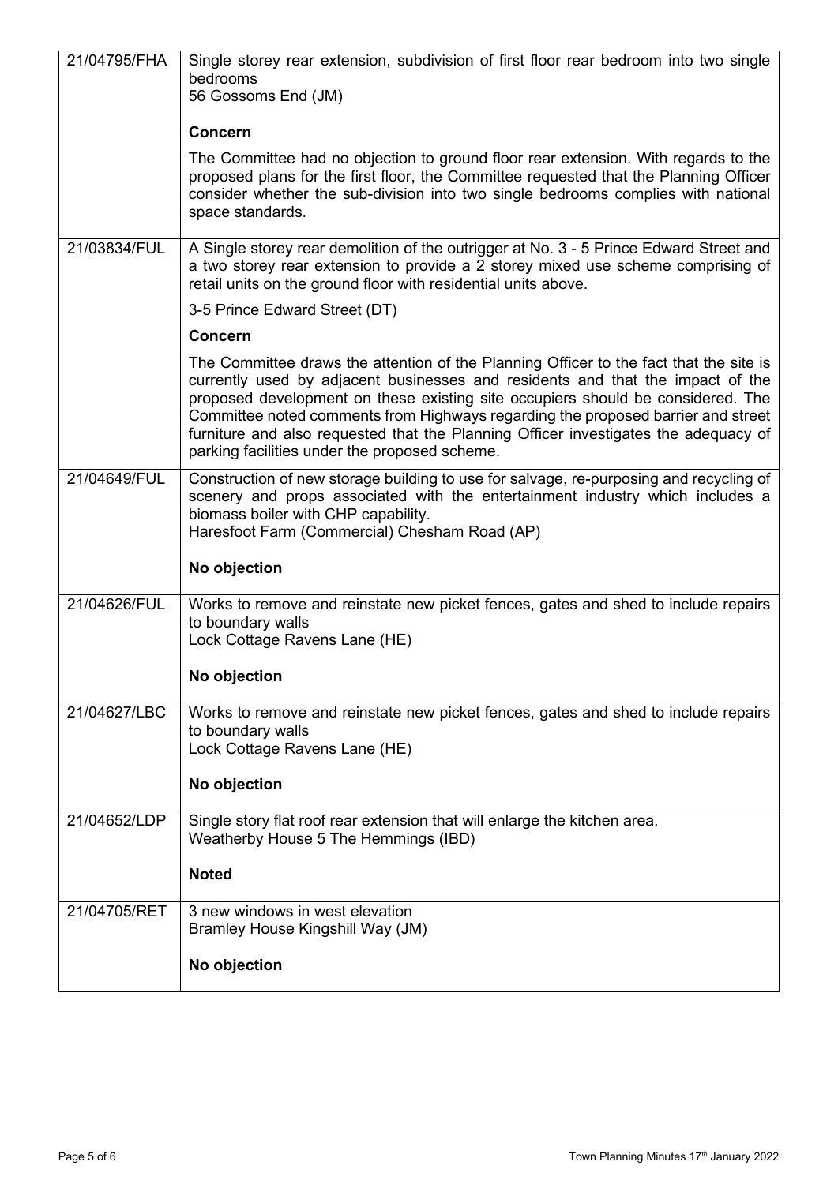| | |
|---|---|
| 21/04795/FHA | Single storey rear extension, subdivision of first floor rear bedroom into two single bedrooms<br>56 Gossoms End (JM)<br><br>**Concern**<br><br>The Committee had no objection to ground floor rear extension. With regards to the proposed plans for the first floor, the Committee requested that the Planning Officer consider whether the sub-division into two single bedrooms complies with national space standards. |
| 21/03834/FUL | A Single storey rear demolition of the outrigger at No. 3 - 5 Prince Edward Street and a two storey rear extension to provide a 2 storey mixed use scheme comprising of retail units on the ground floor with residential units above.<br><br>3-5 Prince Edward Street (DT)<br><br>**Concern**<br><br>The Committee draws the attention of the Planning Officer to the fact that the site is currently used by adjacent businesses and residents and that the impact of the proposed development on these existing site occupiers should be considered. The Committee noted comments from Highways regarding the proposed barrier and street furniture and also requested that the Planning Officer investigates the adequacy of parking facilities under the proposed scheme. |
| 21/04649/FUL | Construction of new storage building to use for salvage, re-purposing and recycling of scenery and props associated with the entertainment industry which includes a biomass boiler with CHP capability.<br>Haresfoot Farm (Commercial) Chesham Road (AP)<br><br>**No objection** |
| 21/04626/FUL | Works to remove and reinstate new picket fences, gates and shed to include repairs to boundary walls<br>Lock Cottage Ravens Lane (HE)<br><br>**No objection** |
| 21/04627/LBC | Works to remove and reinstate new picket fences, gates and shed to include repairs to boundary walls<br>Lock Cottage Ravens Lane (HE)<br><br>**No objection** |
| 21/04652/LDP | Single story flat roof rear extension that will enlarge the kitchen area.<br>Weatherby House 5 The Hemmings (IBD)<br><br>**Noted** |
| 21/04705/RET | 3 new windows in west elevation<br>Bramley House Kingshill Way (JM)<br><br>**No objection** |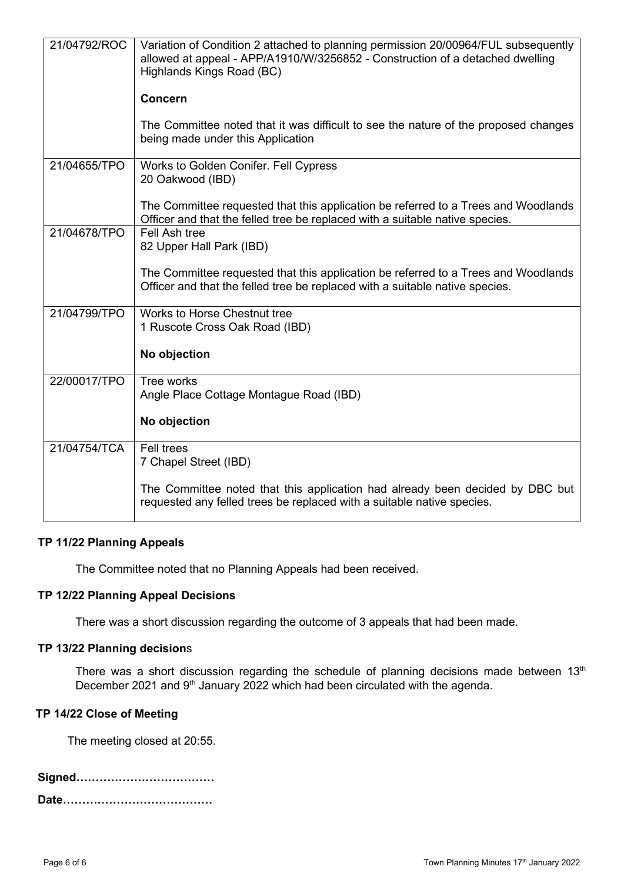| | |
|---|---|
| 21/04792/ROC | Variation of Condition 2 attached to planning permission 20/00964/FUL subsequently allowed at appeal - APP/A1910/W/3256852 - Construction of a detached dwelling Highlands Kings Road (BC)<br><br>**Concern**<br><br>The Committee noted that it was difficult to see the nature of the proposed changes being made under this Application |
| 21/04655/TPO | Works to Golden Conifer. Fell Cypress<br>20 Oakwood (IBD)<br><br>The Committee requested that this application be referred to a Trees and Woodlands Officer and that the felled tree be replaced with a suitable native species. |
| 21/04678/TPO | Fell Ash tree<br>82 Upper Hall Park (IBD)<br><br>The Committee requested that this application be referred to a Trees and Woodlands Officer and that the felled tree be replaced with a suitable native species. |
| 21/04799/TPO | Works to Horse Chestnut tree<br>1 Ruscote Cross Oak Road (IBD)<br><br>**No objection** |
| 22/00017/TPO | Tree works<br>Angle Place Cottage Montague Road (IBD)<br><br>**No objection** |
| 21/04754/TCA | Fell trees<br>7 Chapel Street (IBD)<br><br>The Committee noted that this application had already been decided by DBC but requested any felled trees be replaced with a suitable native species. |

**TP 11/22 Planning Appeals**

The Committee noted that no Planning Appeals had been received.

**TP 12/22 Planning Appeal Decisions**

There was a short discussion regarding the outcome of 3 appeals that had been made.

**TP 13/22 Planning decisions**

There was a short discussion regarding the schedule of planning decisions made between 13th December 2021 and 9th January 2022 which had been circulated with the agenda.

**TP 14/22 Close of Meeting**

The meeting closed at 20:55.

**Signed………………………………**

**Date…………………………………**